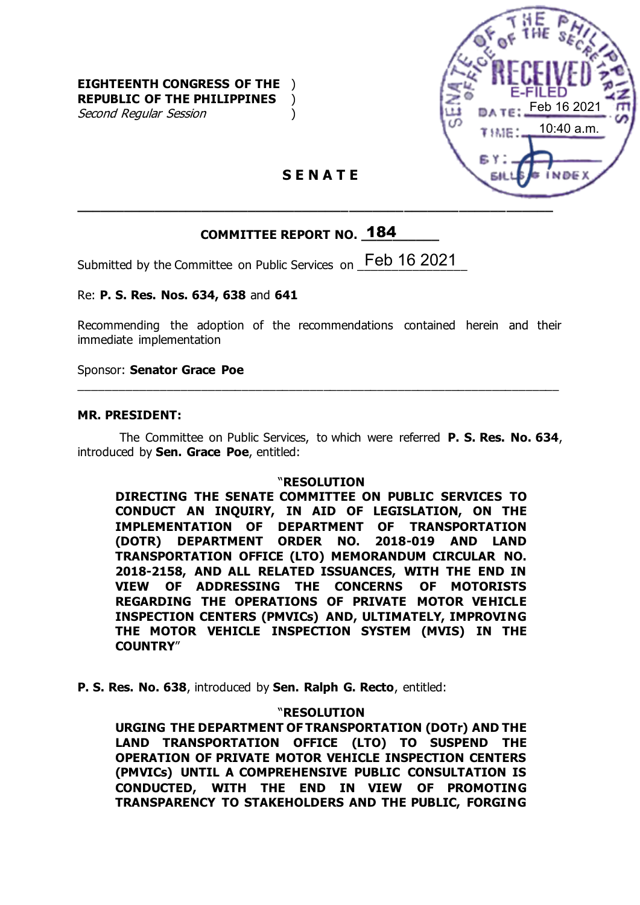**EIGHTEENTH CONGRESS OF THE )**
**REPUBLIC OF THE PHILIPPINES )**
*Second Regular Session* )

SENATE
OFFICE OF THE SECRETARY
RECEIVED
E-FILED
DATE: Feb 16 2021
TIME: 10:40 a.m.
BY:
BILLS & INDEX

# S E N A T E

---

## COMMITTEE REPORT NO. 184

Submitted by the Committee on Public Services on Feb 16 2021

Re: **P. S. Res. Nos. 634, 638** and **641**

Recommending the adoption of the recommendations contained herein and their immediate implementation

Sponsor: **Senator Grace Poe**

---

**MR. PRESIDENT:**

The Committee on Public Services, to which were referred **P. S. Res. No. 634**, introduced by **Sen. Grace Poe**, entitled:

> **"RESOLUTION**
> **DIRECTING THE SENATE COMMITTEE ON PUBLIC SERVICES TO CONDUCT AN INQUIRY, IN AID OF LEGISLATION, ON THE IMPLEMENTATION OF DEPARTMENT OF TRANSPORTATION (DOTR) DEPARTMENT ORDER NO. 2018-019 AND LAND TRANSPORTATION OFFICE (LTO) MEMORANDUM CIRCULAR NO. 2018-2158, AND ALL RELATED ISSUANCES, WITH THE END IN VIEW OF ADDRESSING THE CONCERNS OF MOTORISTS REGARDING THE OPERATIONS OF PRIVATE MOTOR VEHICLE INSPECTION CENTERS (PMVICs) AND, ULTIMATELY, IMPROVING THE MOTOR VEHICLE INSPECTION SYSTEM (MVIS) IN THE COUNTRY"**

**P. S. Res. No. 638**, introduced by **Sen. Ralph G. Recto**, entitled:

> **"RESOLUTION**
> **URGING THE DEPARTMENT OF TRANSPORTATION (DOTr) AND THE LAND TRANSPORTATION OFFICE (LTO) TO SUSPEND THE OPERATION OF PRIVATE MOTOR VEHICLE INSPECTION CENTERS (PMVICs) UNTIL A COMPREHENSIVE PUBLIC CONSULTATION IS CONDUCTED, WITH THE END IN VIEW OF PROMOTING TRANSPARENCY TO STAKEHOLDERS AND THE PUBLIC, FORGING**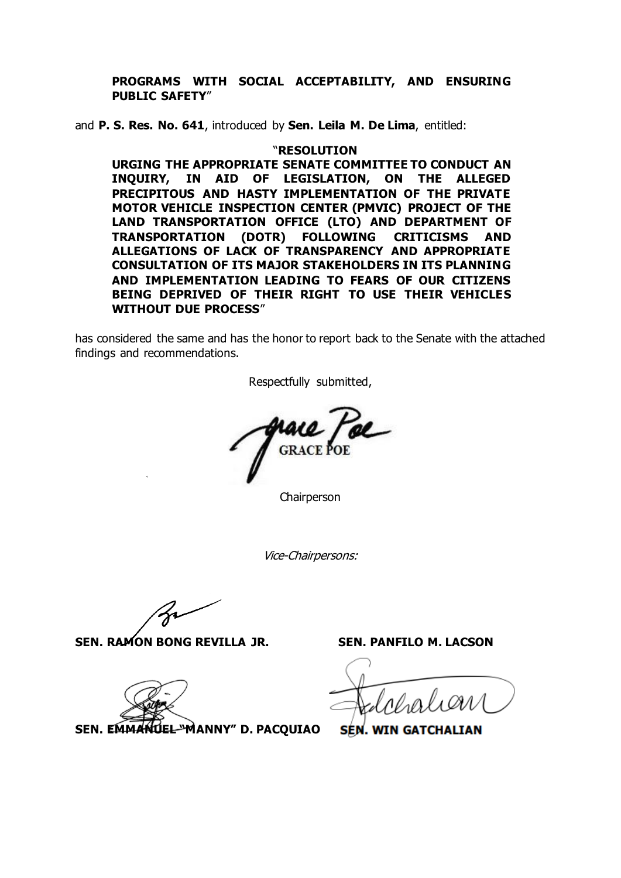**PROGRAMS WITH SOCIAL ACCEPTABILITY, AND ENSURING PUBLIC SAFETY**"

and **P. S. Res. No. 641**, introduced by **Sen. Leila M. De Lima**, entitled:

"**RESOLUTION**
**URGING THE APPROPRIATE SENATE COMMITTEE TO CONDUCT AN INQUIRY, IN AID OF LEGISLATION, ON THE ALLEGED PRECIPITOUS AND HASTY IMPLEMENTATION OF THE PRIVATE MOTOR VEHICLE INSPECTION CENTER (PMVIC) PROJECT OF THE LAND TRANSPORTATION OFFICE (LTO) AND DEPARTMENT OF TRANSPORTATION (DOTR) FOLLOWING CRITICISMS AND ALLEGATIONS OF LACK OF TRANSPARENCY AND APPROPRIATE CONSULTATION OF ITS MAJOR STAKEHOLDERS IN ITS PLANNING AND IMPLEMENTATION LEADING TO FEARS OF OUR CITIZENS BEING DEPRIVED OF THEIR RIGHT TO USE THEIR VEHICLES WITHOUT DUE PROCESS**"

has considered the same and has the honor to report back to the Senate with the attached findings and recommendations.

Respectfully submitted,

GRACE POE
Chairperson

*Vice-Chairpersons:*

**SEN. RAMON BONG REVILLA JR.**

**SEN. PANFILO M. LACSON**

**SEN. EMMANUEL "MANNY" D. PACQUIAO**

**SEN. WIN GATCHALIAN**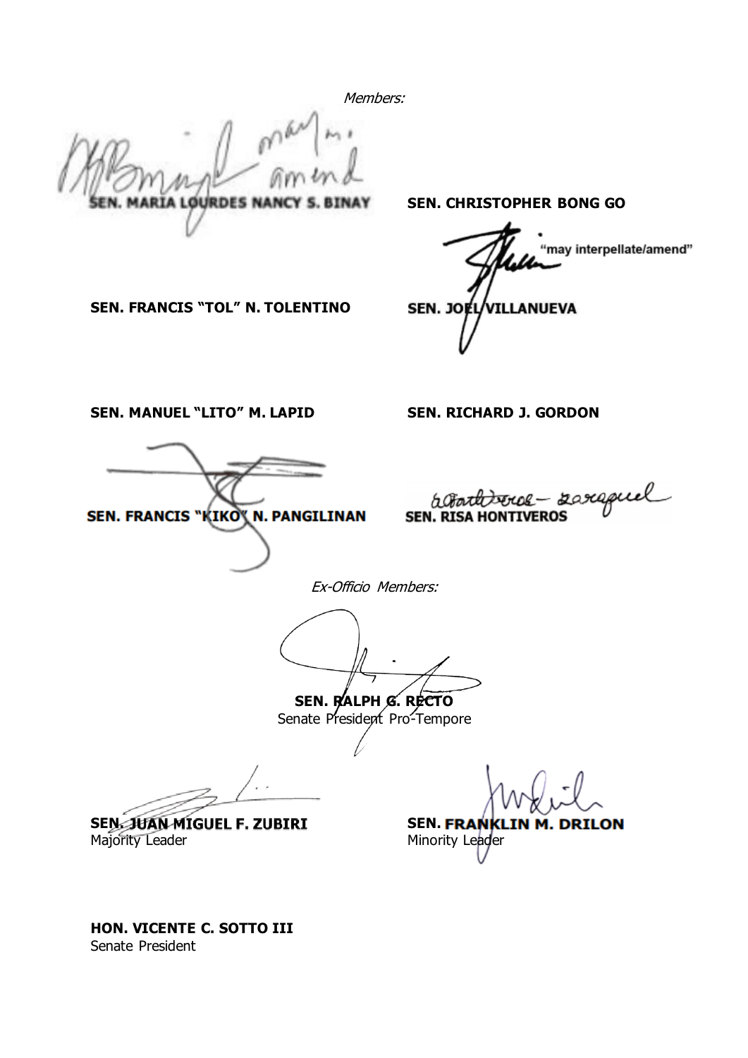*Members:*

may amend

**SEN. MARIA LOURDES NANCY S. BINAY**

**SEN. CHRISTOPHER BONG GO**

"may interpellate/amend"

**SEN. FRANCIS "TOL" N. TOLENTINO**

**SEN. JOEL VILLANUEVA**

**SEN. MANUEL "LITO" M. LAPID**

**SEN. RICHARD J. GORDON**

**SEN. FRANCIS "KIKO" N. PANGILINAN**

**SEN. RISA HONTIVEROS**

*Ex-Officio Members:*

**SEN. RALPH G. RECTO**
Senate President Pro-Tempore

**SEN. JUAN MIGUEL F. ZUBIRI**
Majority Leader

**SEN. FRANKLIN M. DRILON**
Minority Leader

**HON. VICENTE C. SOTTO III**
Senate President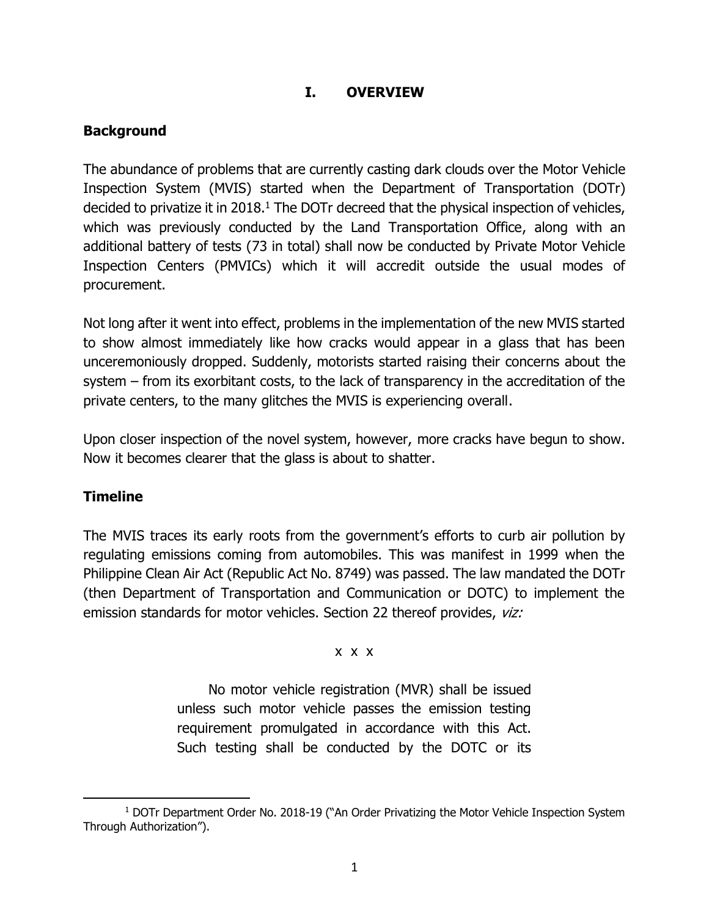# I. OVERVIEW

## Background

The abundance of problems that are currently casting dark clouds over the Motor Vehicle Inspection System (MVIS) started when the Department of Transportation (DOTr) decided to privatize it in 2018.[1] The DOTr decreed that the physical inspection of vehicles, which was previously conducted by the Land Transportation Office, along with an additional battery of tests (73 in total) shall now be conducted by Private Motor Vehicle Inspection Centers (PMVICs) which it will accredit outside the usual modes of procurement.

Not long after it went into effect, problems in the implementation of the new MVIS started to show almost immediately like how cracks would appear in a glass that has been unceremoniously dropped. Suddenly, motorists started raising their concerns about the system – from its exorbitant costs, to the lack of transparency in the accreditation of the private centers, to the many glitches the MVIS is experiencing overall.

Upon closer inspection of the novel system, however, more cracks have begun to show. Now it becomes clearer that the glass is about to shatter.

## Timeline

The MVIS traces its early roots from the government's efforts to curb air pollution by regulating emissions coming from automobiles. This was manifest in 1999 when the Philippine Clean Air Act (Republic Act No. 8749) was passed. The law mandated the DOTr (then Department of Transportation and Communication or DOTC) to implement the emission standards for motor vehicles. Section 22 thereof provides, *viz:*

x x x

> No motor vehicle registration (MVR) shall be issued unless such motor vehicle passes the emission testing requirement promulgated in accordance with this Act. Such testing shall be conducted by the DOTC or its

---

[1] DOTr Department Order No. 2018-19 ("An Order Privatizing the Motor Vehicle Inspection System Through Authorization").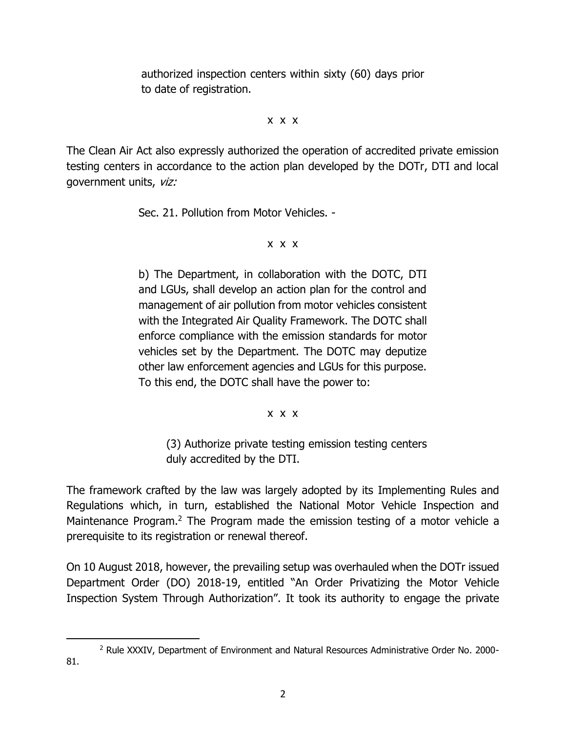> authorized inspection centers within sixty (60) days prior to date of registration.
>
> x x x

The Clean Air Act also expressly authorized the operation of accredited private emission testing centers in accordance to the action plan developed by the DOTr, DTI and local government units, *viz:*

> Sec. 21. Pollution from Motor Vehicles. -
>
> x x x
>
> b) The Department, in collaboration with the DOTC, DTI and LGUs, shall develop an action plan for the control and management of air pollution from motor vehicles consistent with the Integrated Air Quality Framework. The DOTC shall enforce compliance with the emission standards for motor vehicles set by the Department. The DOTC may deputize other law enforcement agencies and LGUs for this purpose. To this end, the DOTC shall have the power to:
>
> x x x
>
> > (3) Authorize private testing emission testing centers duly accredited by the DTI.

The framework crafted by the law was largely adopted by its Implementing Rules and Regulations which, in turn, established the National Motor Vehicle Inspection and Maintenance Program.[2] The Program made the emission testing of a motor vehicle a prerequisite to its registration or renewal thereof.

On 10 August 2018, however, the prevailing setup was overhauled when the DOTr issued Department Order (DO) 2018-19, entitled "An Order Privatizing the Motor Vehicle Inspection System Through Authorization". It took its authority to engage the private

---

[2] Rule XXXIV, Department of Environment and Natural Resources Administrative Order No. 2000-81.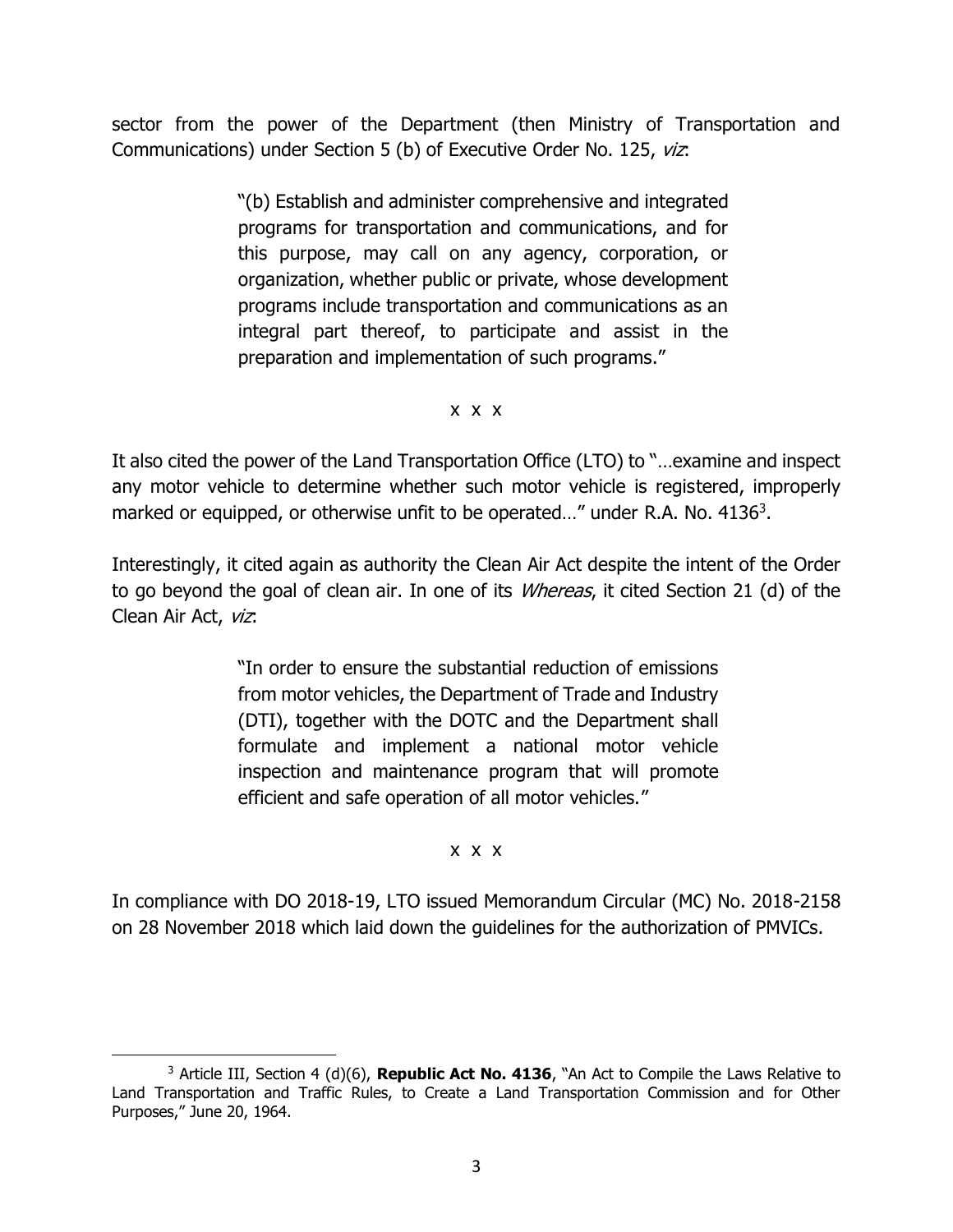sector from the power of the Department (then Ministry of Transportation and Communications) under Section 5 (b) of Executive Order No. 125, *viz*:

> "(b) Establish and administer comprehensive and integrated programs for transportation and communications, and for this purpose, may call on any agency, corporation, or organization, whether public or private, whose development programs include transportation and communications as an integral part thereof, to participate and assist in the preparation and implementation of such programs."

x x x

It also cited the power of the Land Transportation Office (LTO) to "…examine and inspect any motor vehicle to determine whether such motor vehicle is registered, improperly marked or equipped, or otherwise unfit to be operated…" under R.A. No. 4136[3].

Interestingly, it cited again as authority the Clean Air Act despite the intent of the Order to go beyond the goal of clean air. In one of its *Whereas*, it cited Section 21 (d) of the Clean Air Act, *viz*:

> "In order to ensure the substantial reduction of emissions from motor vehicles, the Department of Trade and Industry (DTI), together with the DOTC and the Department shall formulate and implement a national motor vehicle inspection and maintenance program that will promote efficient and safe operation of all motor vehicles."

x x x

In compliance with DO 2018-19, LTO issued Memorandum Circular (MC) No. 2018-2158 on 28 November 2018 which laid down the guidelines for the authorization of PMVICs.

---

[3] Article III, Section 4 (d)(6), **Republic Act No. 4136**, "An Act to Compile the Laws Relative to Land Transportation and Traffic Rules, to Create a Land Transportation Commission and for Other Purposes," June 20, 1964.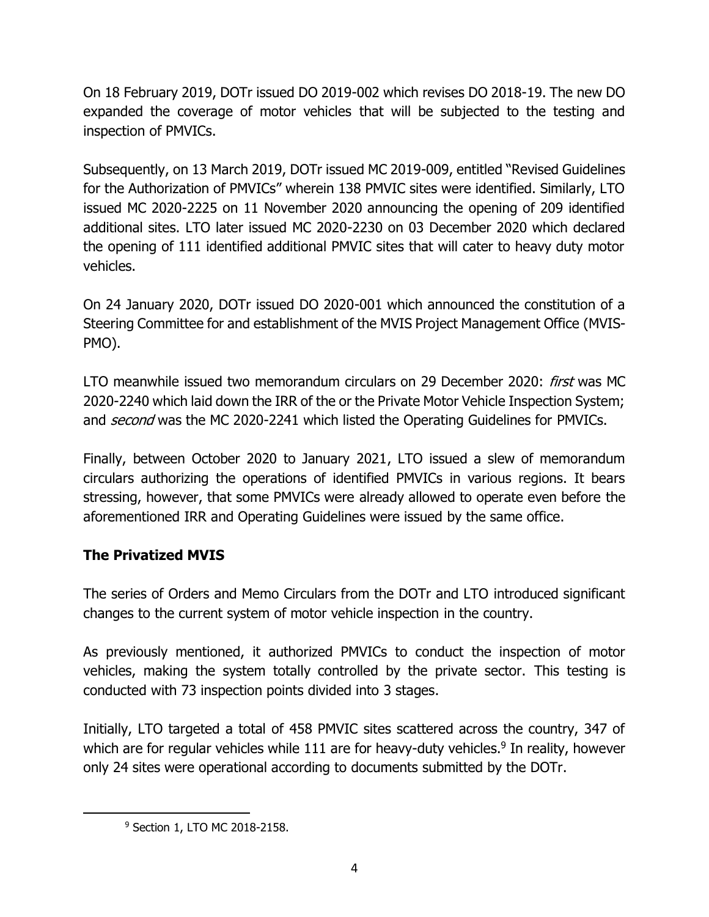On 18 February 2019, DOTr issued DO 2019-002 which revises DO 2018-19. The new DO expanded the coverage of motor vehicles that will be subjected to the testing and inspection of PMVICs.

Subsequently, on 13 March 2019, DOTr issued MC 2019-009, entitled "Revised Guidelines for the Authorization of PMVICs" wherein 138 PMVIC sites were identified. Similarly, LTO issued MC 2020-2225 on 11 November 2020 announcing the opening of 209 identified additional sites. LTO later issued MC 2020-2230 on 03 December 2020 which declared the opening of 111 identified additional PMVIC sites that will cater to heavy duty motor vehicles.

On 24 January 2020, DOTr issued DO 2020-001 which announced the constitution of a Steering Committee for and establishment of the MVIS Project Management Office (MVIS-PMO).

LTO meanwhile issued two memorandum circulars on 29 December 2020: *first* was MC 2020-2240 which laid down the IRR of the or the Private Motor Vehicle Inspection System; and *second* was the MC 2020-2241 which listed the Operating Guidelines for PMVICs.

Finally, between October 2020 to January 2021, LTO issued a slew of memorandum circulars authorizing the operations of identified PMVICs in various regions. It bears stressing, however, that some PMVICs were already allowed to operate even before the aforementioned IRR and Operating Guidelines were issued by the same office.

## The Privatized MVIS

The series of Orders and Memo Circulars from the DOTr and LTO introduced significant changes to the current system of motor vehicle inspection in the country.

As previously mentioned, it authorized PMVICs to conduct the inspection of motor vehicles, making the system totally controlled by the private sector. This testing is conducted with 73 inspection points divided into 3 stages.

Initially, LTO targeted a total of 458 PMVIC sites scattered across the country, 347 of which are for regular vehicles while 111 are for heavy-duty vehicles.[9] In reality, however only 24 sites were operational according to documents submitted by the DOTr.

[9] Section 1, LTO MC 2018-2158.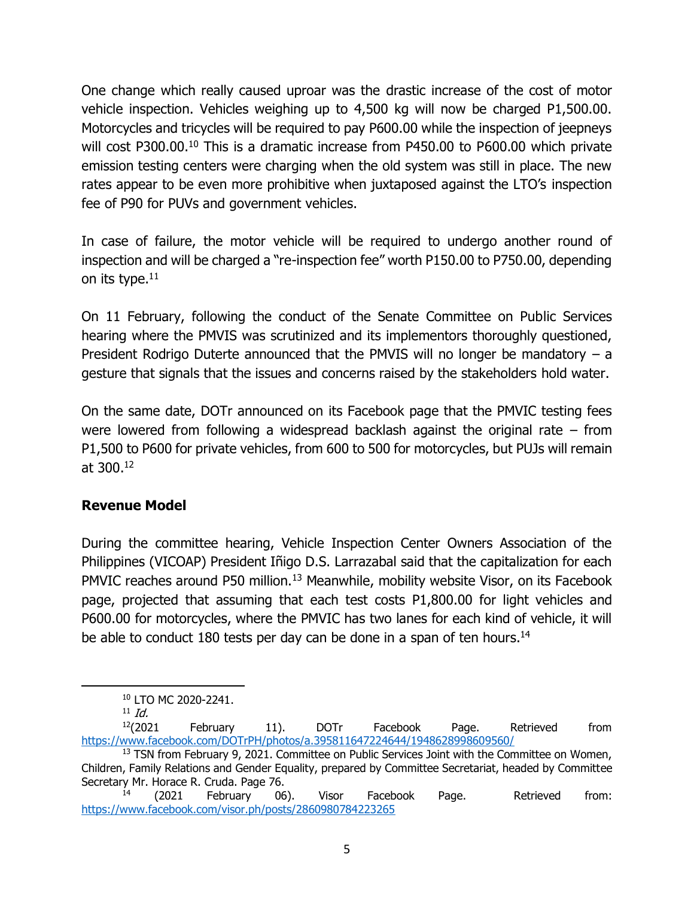One change which really caused uproar was the drastic increase of the cost of motor vehicle inspection. Vehicles weighing up to 4,500 kg will now be charged P1,500.00. Motorcycles and tricycles will be required to pay P600.00 while the inspection of jeepneys will cost P300.00.[10] This is a dramatic increase from P450.00 to P600.00 which private emission testing centers were charging when the old system was still in place. The new rates appear to be even more prohibitive when juxtaposed against the LTO's inspection fee of P90 for PUVs and government vehicles.

In case of failure, the motor vehicle will be required to undergo another round of inspection and will be charged a "re-inspection fee" worth P150.00 to P750.00, depending on its type.[11]

On 11 February, following the conduct of the Senate Committee on Public Services hearing where the PMVIS was scrutinized and its implementors thoroughly questioned, President Rodrigo Duterte announced that the PMVIS will no longer be mandatory – a gesture that signals that the issues and concerns raised by the stakeholders hold water.

On the same date, DOTr announced on its Facebook page that the PMVIC testing fees were lowered from following a widespread backlash against the original rate – from P1,500 to P600 for private vehicles, from 600 to 500 for motorcycles, but PUJs will remain at 300.[12]

**Revenue Model**

During the committee hearing, Vehicle Inspection Center Owners Association of the Philippines (VICOAP) President Iñigo D.S. Larrazabal said that the capitalization for each PMVIC reaches around P50 million.[13] Meanwhile, mobility website Visor, on its Facebook page, projected that assuming that each test costs P1,800.00 for light vehicles and P600.00 for motorcycles, where the PMVIC has two lanes for each kind of vehicle, it will be able to conduct 180 tests per day can be done in a span of ten hours.[14]

---

[10] LTO MC 2020-2241.

[11] *Id.*

[12] (2021 February 11). DOTr Facebook Page. Retrieved from https://www.facebook.com/DOTrPH/photos/a.395811647224644/1948628998609560/

[13] TSN from February 9, 2021. Committee on Public Services Joint with the Committee on Women, Children, Family Relations and Gender Equality, prepared by Committee Secretariat, headed by Committee Secretary Mr. Horace R. Cruda. Page 76.

[14] (2021 February 06). Visor Facebook Page. Retrieved from: https://www.facebook.com/visor.ph/posts/2860980784223265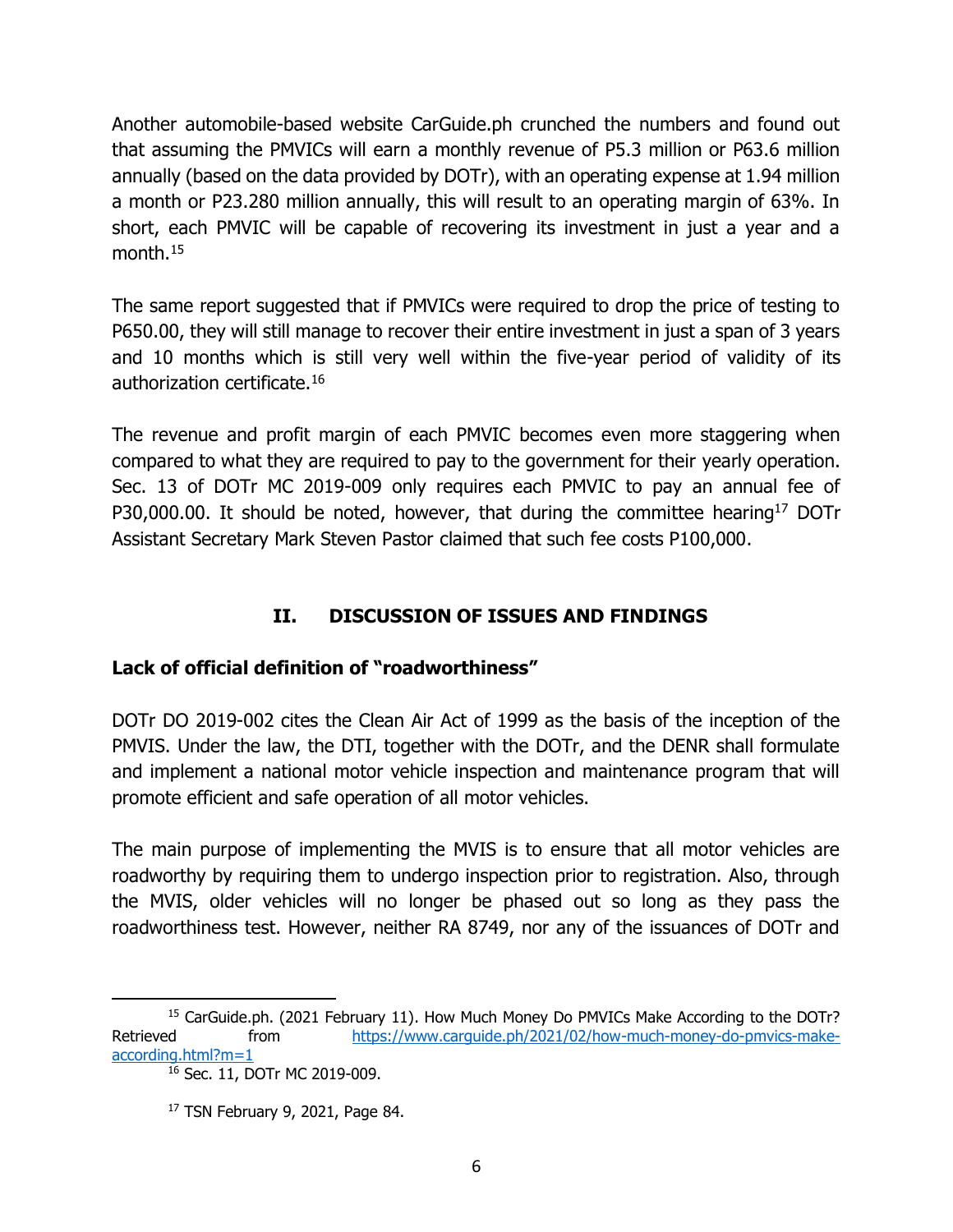Another automobile-based website CarGuide.ph crunched the numbers and found out that assuming the PMVICs will earn a monthly revenue of P5.3 million or P63.6 million annually (based on the data provided by DOTr), with an operating expense at 1.94 million a month or P23.280 million annually, this will result to an operating margin of 63%. In short, each PMVIC will be capable of recovering its investment in just a year and a month.[15]

The same report suggested that if PMVICs were required to drop the price of testing to P650.00, they will still manage to recover their entire investment in just a span of 3 years and 10 months which is still very well within the five-year period of validity of its authorization certificate.[16]

The revenue and profit margin of each PMVIC becomes even more staggering when compared to what they are required to pay to the government for their yearly operation. Sec. 13 of DOTr MC 2019-009 only requires each PMVIC to pay an annual fee of P30,000.00. It should be noted, however, that during the committee hearing[17] DOTr Assistant Secretary Mark Steven Pastor claimed that such fee costs P100,000.

## II. DISCUSSION OF ISSUES AND FINDINGS

**Lack of official definition of "roadworthiness"**

DOTr DO 2019-002 cites the Clean Air Act of 1999 as the basis of the inception of the PMVIS. Under the law, the DTI, together with the DOTr, and the DENR shall formulate and implement a national motor vehicle inspection and maintenance program that will promote efficient and safe operation of all motor vehicles.

The main purpose of implementing the MVIS is to ensure that all motor vehicles are roadworthy by requiring them to undergo inspection prior to registration. Also, through the MVIS, older vehicles will no longer be phased out so long as they pass the roadworthiness test. However, neither RA 8749, nor any of the issuances of DOTr and

---

[15] CarGuide.ph. (2021 February 11). How Much Money Do PMVICs Make According to the DOTr? Retrieved from https://www.carguide.ph/2021/02/how-much-money-do-pmvics-make-according.html?m=1

[16] Sec. 11, DOTr MC 2019-009.

[17] TSN February 9, 2021, Page 84.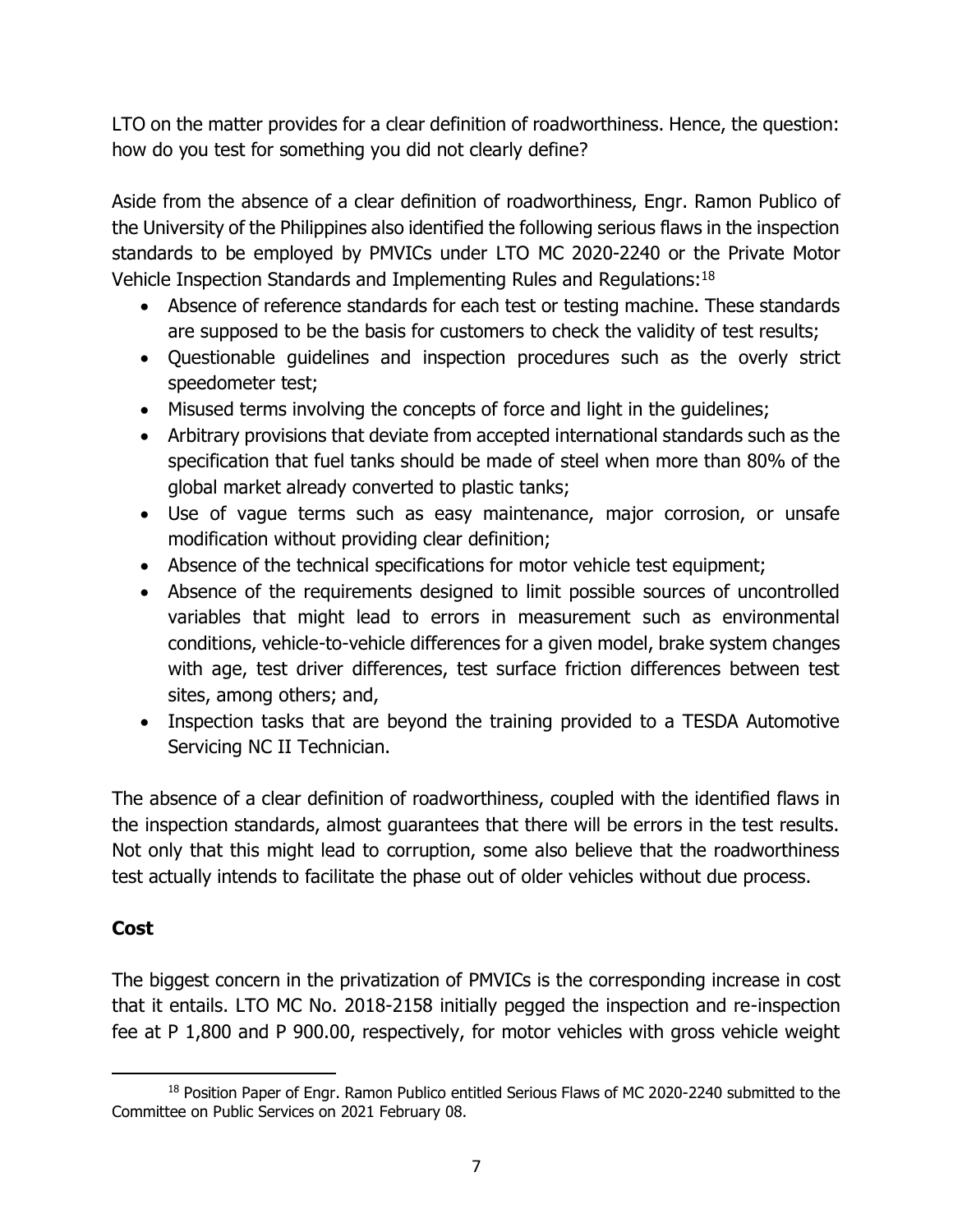LTO on the matter provides for a clear definition of roadworthiness. Hence, the question: how do you test for something you did not clearly define?

Aside from the absence of a clear definition of roadworthiness, Engr. Ramon Publico of the University of the Philippines also identified the following serious flaws in the inspection standards to be employed by PMVICs under LTO MC 2020-2240 or the Private Motor Vehicle Inspection Standards and Implementing Rules and Regulations:[18]

- Absence of reference standards for each test or testing machine. These standards are supposed to be the basis for customers to check the validity of test results;
- Questionable guidelines and inspection procedures such as the overly strict speedometer test;
- Misused terms involving the concepts of force and light in the guidelines;
- Arbitrary provisions that deviate from accepted international standards such as the specification that fuel tanks should be made of steel when more than 80% of the global market already converted to plastic tanks;
- Use of vague terms such as easy maintenance, major corrosion, or unsafe modification without providing clear definition;
- Absence of the technical specifications for motor vehicle test equipment;
- Absence of the requirements designed to limit possible sources of uncontrolled variables that might lead to errors in measurement such as environmental conditions, vehicle-to-vehicle differences for a given model, brake system changes with age, test driver differences, test surface friction differences between test sites, among others; and,
- Inspection tasks that are beyond the training provided to a TESDA Automotive Servicing NC II Technician.

The absence of a clear definition of roadworthiness, coupled with the identified flaws in the inspection standards, almost guarantees that there will be errors in the test results. Not only that this might lead to corruption, some also believe that the roadworthiness test actually intends to facilitate the phase out of older vehicles without due process.

**Cost**

The biggest concern in the privatization of PMVICs is the corresponding increase in cost that it entails. LTO MC No. 2018-2158 initially pegged the inspection and re-inspection fee at P 1,800 and P 900.00, respectively, for motor vehicles with gross vehicle weight

---

[18] Position Paper of Engr. Ramon Publico entitled Serious Flaws of MC 2020-2240 submitted to the Committee on Public Services on 2021 February 08.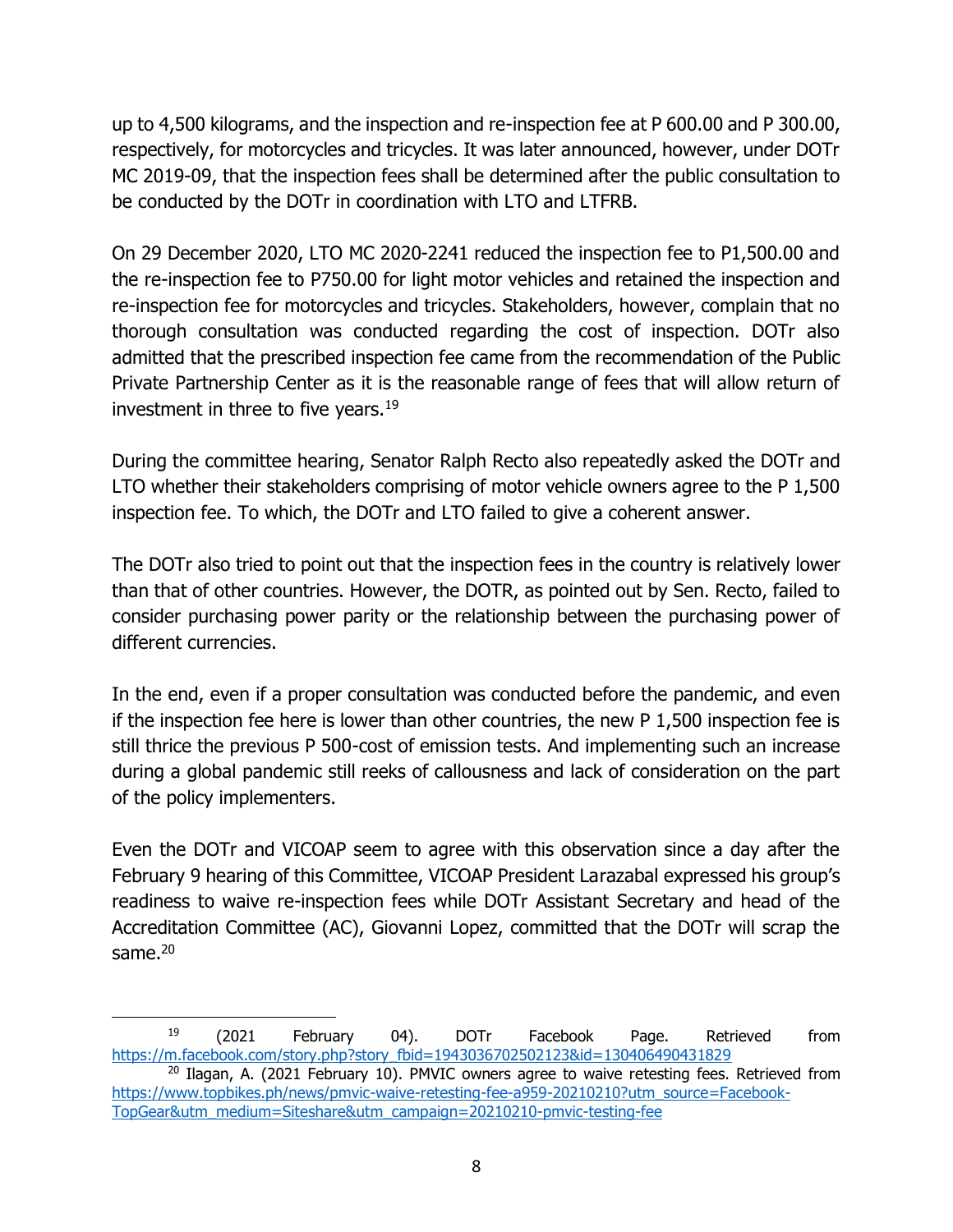up to 4,500 kilograms, and the inspection and re-inspection fee at P 600.00 and P 300.00, respectively, for motorcycles and tricycles. It was later announced, however, under DOTr MC 2019-09, that the inspection fees shall be determined after the public consultation to be conducted by the DOTr in coordination with LTO and LTFRB.

On 29 December 2020, LTO MC 2020-2241 reduced the inspection fee to P1,500.00 and the re-inspection fee to P750.00 for light motor vehicles and retained the inspection and re-inspection fee for motorcycles and tricycles. Stakeholders, however, complain that no thorough consultation was conducted regarding the cost of inspection. DOTr also admitted that the prescribed inspection fee came from the recommendation of the Public Private Partnership Center as it is the reasonable range of fees that will allow return of investment in three to five years.[19]

During the committee hearing, Senator Ralph Recto also repeatedly asked the DOTr and LTO whether their stakeholders comprising of motor vehicle owners agree to the P 1,500 inspection fee. To which, the DOTr and LTO failed to give a coherent answer.

The DOTr also tried to point out that the inspection fees in the country is relatively lower than that of other countries. However, the DOTR, as pointed out by Sen. Recto, failed to consider purchasing power parity or the relationship between the purchasing power of different currencies.

In the end, even if a proper consultation was conducted before the pandemic, and even if the inspection fee here is lower than other countries, the new P 1,500 inspection fee is still thrice the previous P 500-cost of emission tests. And implementing such an increase during a global pandemic still reeks of callousness and lack of consideration on the part of the policy implementers.

Even the DOTr and VICOAP seem to agree with this observation since a day after the February 9 hearing of this Committee, VICOAP President Larazabal expressed his group's readiness to waive re-inspection fees while DOTr Assistant Secretary and head of the Accreditation Committee (AC), Giovanni Lopez, committed that the DOTr will scrap the same.[20]

---

[19] (2021 February 04). DOTr Facebook Page. Retrieved from https://m.facebook.com/story.php?story_fbid=1943036702502123&id=130406490431829

[20] Ilagan, A. (2021 February 10). PMVIC owners agree to waive retesting fees. Retrieved from https://www.topbikes.ph/news/pmvic-waive-retesting-fee-a959-20210210?utm_source=Facebook-TopGear&utm_medium=Siteshare&utm_campaign=20210210-pmvic-testing-fee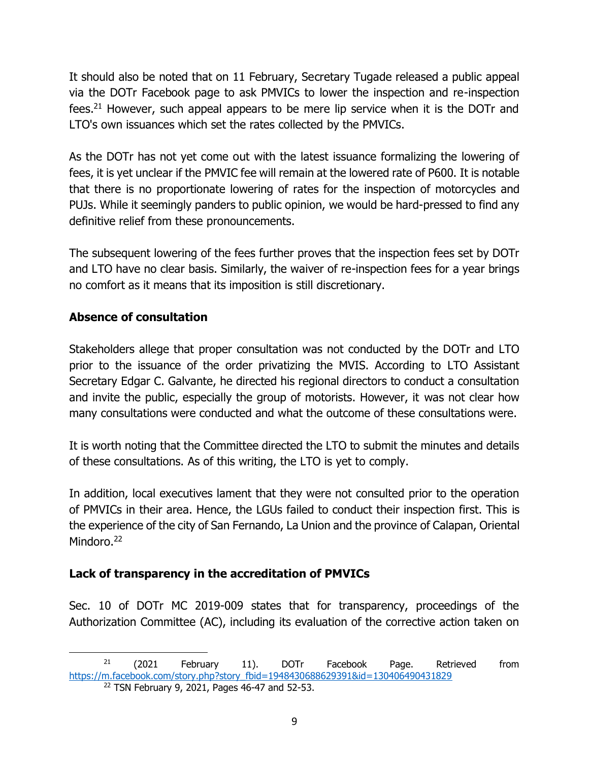It should also be noted that on 11 February, Secretary Tugade released a public appeal via the DOTr Facebook page to ask PMVICs to lower the inspection and re-inspection fees.[21] However, such appeal appears to be mere lip service when it is the DOTr and LTO's own issuances which set the rates collected by the PMVICs.

As the DOTr has not yet come out with the latest issuance formalizing the lowering of fees, it is yet unclear if the PMVIC fee will remain at the lowered rate of P600. It is notable that there is no proportionate lowering of rates for the inspection of motorcycles and PUJs. While it seemingly panders to public opinion, we would be hard-pressed to find any definitive relief from these pronouncements.

The subsequent lowering of the fees further proves that the inspection fees set by DOTr and LTO have no clear basis. Similarly, the waiver of re-inspection fees for a year brings no comfort as it means that its imposition is still discretionary.

**Absence of consultation**

Stakeholders allege that proper consultation was not conducted by the DOTr and LTO prior to the issuance of the order privatizing the MVIS. According to LTO Assistant Secretary Edgar C. Galvante, he directed his regional directors to conduct a consultation and invite the public, especially the group of motorists. However, it was not clear how many consultations were conducted and what the outcome of these consultations were.

It is worth noting that the Committee directed the LTO to submit the minutes and details of these consultations. As of this writing, the LTO is yet to comply.

In addition, local executives lament that they were not consulted prior to the operation of PMVICs in their area. Hence, the LGUs failed to conduct their inspection first. This is the experience of the city of San Fernando, La Union and the province of Calapan, Oriental Mindoro.[22]

**Lack of transparency in the accreditation of PMVICs**

Sec. 10 of DOTr MC 2019-009 states that for transparency, proceedings of the Authorization Committee (AC), including its evaluation of the corrective action taken on

---

[21] (2021 February 11). DOTr Facebook Page. Retrieved from https://m.facebook.com/story.php?story_fbid=1948430688629391&id=130406490431829

[22] TSN February 9, 2021, Pages 46-47 and 52-53.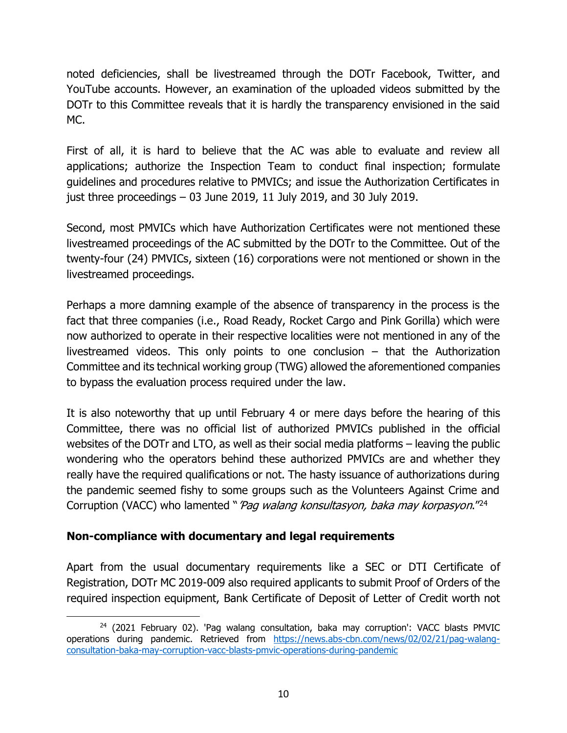noted deficiencies, shall be livestreamed through the DOTr Facebook, Twitter, and YouTube accounts. However, an examination of the uploaded videos submitted by the DOTr to this Committee reveals that it is hardly the transparency envisioned in the said MC.

First of all, it is hard to believe that the AC was able to evaluate and review all applications; authorize the Inspection Team to conduct final inspection; formulate guidelines and procedures relative to PMVICs; and issue the Authorization Certificates in just three proceedings – 03 June 2019, 11 July 2019, and 30 July 2019.

Second, most PMVICs which have Authorization Certificates were not mentioned these livestreamed proceedings of the AC submitted by the DOTr to the Committee. Out of the twenty-four (24) PMVICs, sixteen (16) corporations were not mentioned or shown in the livestreamed proceedings.

Perhaps a more damning example of the absence of transparency in the process is the fact that three companies (i.e., Road Ready, Rocket Cargo and Pink Gorilla) which were now authorized to operate in their respective localities were not mentioned in any of the livestreamed videos. This only points to one conclusion – that the Authorization Committee and its technical working group (TWG) allowed the aforementioned companies to bypass the evaluation process required under the law.

It is also noteworthy that up until February 4 or mere days before the hearing of this Committee, there was no official list of authorized PMVICs published in the official websites of the DOTr and LTO, as well as their social media platforms – leaving the public wondering who the operators behind these authorized PMVICs are and whether they really have the required qualifications or not. The hasty issuance of authorizations during the pandemic seemed fishy to some groups such as the Volunteers Against Crime and Corruption (VACC) who lamented "*'Pag walang konsultasyon, baka may korpasyon*."[24]

### Non-compliance with documentary and legal requirements

Apart from the usual documentary requirements like a SEC or DTI Certificate of Registration, DOTr MC 2019-009 also required applicants to submit Proof of Orders of the required inspection equipment, Bank Certificate of Deposit of Letter of Credit worth not

---

[24] (2021 February 02). 'Pag walang consultation, baka may corruption': VACC blasts PMVIC operations during pandemic. Retrieved from https://news.abs-cbn.com/news/02/02/21/pag-walang-consultation-baka-may-corruption-vacc-blasts-pmvic-operations-during-pandemic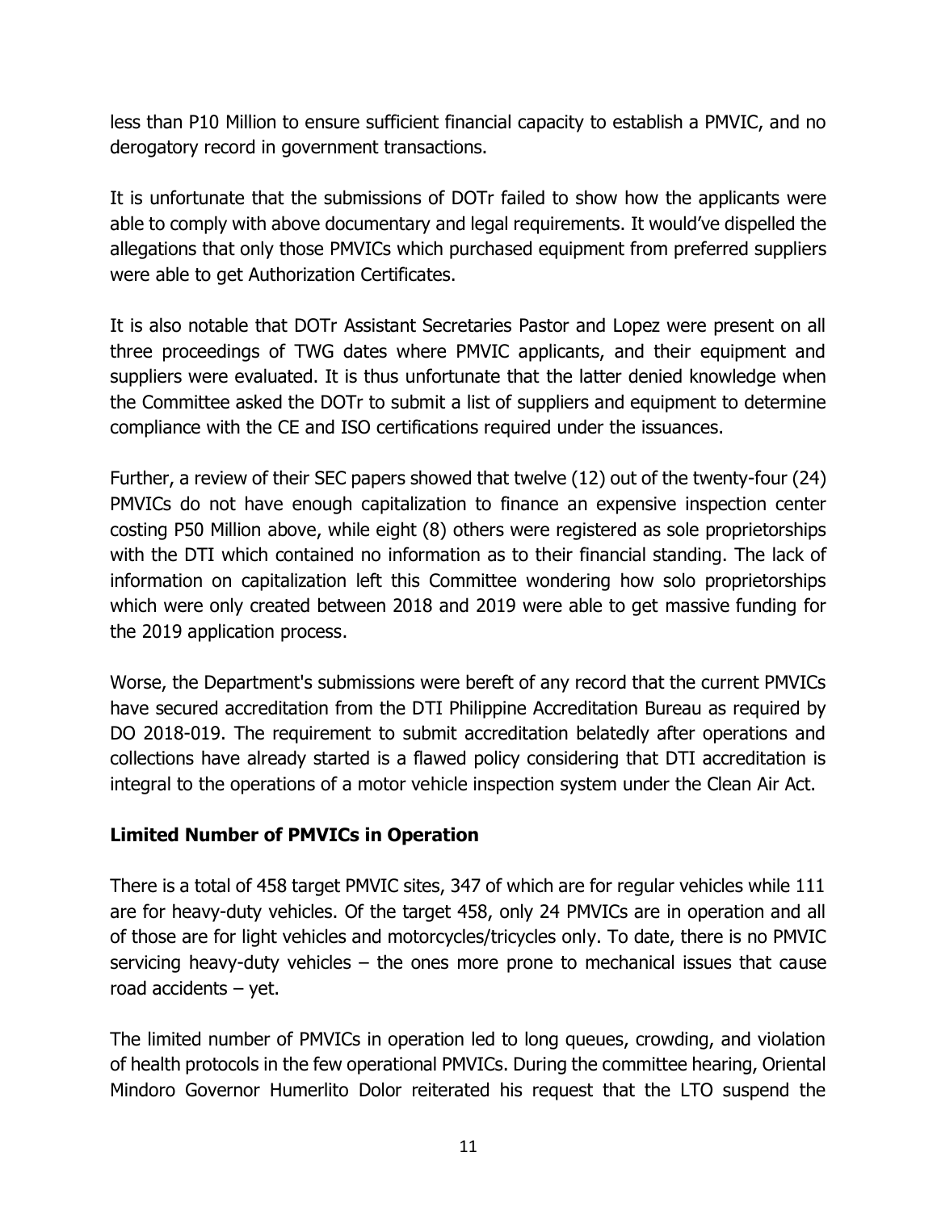less than P10 Million to ensure sufficient financial capacity to establish a PMVIC, and no derogatory record in government transactions.

It is unfortunate that the submissions of DOTr failed to show how the applicants were able to comply with above documentary and legal requirements. It would've dispelled the allegations that only those PMVICs which purchased equipment from preferred suppliers were able to get Authorization Certificates.

It is also notable that DOTr Assistant Secretaries Pastor and Lopez were present on all three proceedings of TWG dates where PMVIC applicants, and their equipment and suppliers were evaluated. It is thus unfortunate that the latter denied knowledge when the Committee asked the DOTr to submit a list of suppliers and equipment to determine compliance with the CE and ISO certifications required under the issuances.

Further, a review of their SEC papers showed that twelve (12) out of the twenty-four (24) PMVICs do not have enough capitalization to finance an expensive inspection center costing P50 Million above, while eight (8) others were registered as sole proprietorships with the DTI which contained no information as to their financial standing. The lack of information on capitalization left this Committee wondering how solo proprietorships which were only created between 2018 and 2019 were able to get massive funding for the 2019 application process.

Worse, the Department's submissions were bereft of any record that the current PMVICs have secured accreditation from the DTI Philippine Accreditation Bureau as required by DO 2018-019. The requirement to submit accreditation belatedly after operations and collections have already started is a flawed policy considering that DTI accreditation is integral to the operations of a motor vehicle inspection system under the Clean Air Act.

**Limited Number of PMVICs in Operation**

There is a total of 458 target PMVIC sites, 347 of which are for regular vehicles while 111 are for heavy-duty vehicles. Of the target 458, only 24 PMVICs are in operation and all of those are for light vehicles and motorcycles/tricycles only. To date, there is no PMVIC servicing heavy-duty vehicles – the ones more prone to mechanical issues that cause road accidents – yet.

The limited number of PMVICs in operation led to long queues, crowding, and violation of health protocols in the few operational PMVICs. During the committee hearing, Oriental Mindoro Governor Humerlito Dolor reiterated his request that the LTO suspend the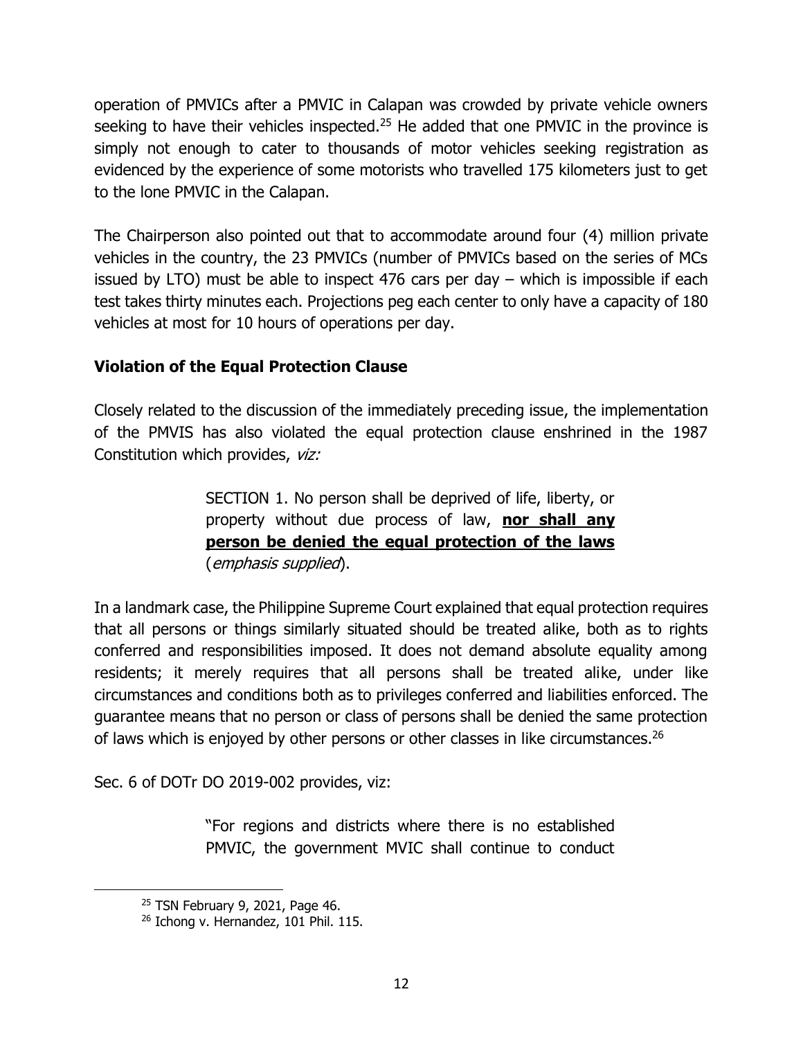operation of PMVICs after a PMVIC in Calapan was crowded by private vehicle owners seeking to have their vehicles inspected.[25] He added that one PMVIC in the province is simply not enough to cater to thousands of motor vehicles seeking registration as evidenced by the experience of some motorists who travelled 175 kilometers just to get to the lone PMVIC in the Calapan.

The Chairperson also pointed out that to accommodate around four (4) million private vehicles in the country, the 23 PMVICs (number of PMVICs based on the series of MCs issued by LTO) must be able to inspect 476 cars per day – which is impossible if each test takes thirty minutes each. Projections peg each center to only have a capacity of 180 vehicles at most for 10 hours of operations per day.

**Violation of the Equal Protection Clause**

Closely related to the discussion of the immediately preceding issue, the implementation of the PMVIS has also violated the equal protection clause enshrined in the 1987 Constitution which provides, *viz:*

> SECTION 1. No person shall be deprived of life, liberty, or property without due process of law, **nor shall any person be denied the equal protection of the laws** (*emphasis supplied*).

In a landmark case, the Philippine Supreme Court explained that equal protection requires that all persons or things similarly situated should be treated alike, both as to rights conferred and responsibilities imposed. It does not demand absolute equality among residents; it merely requires that all persons shall be treated alike, under like circumstances and conditions both as to privileges conferred and liabilities enforced. The guarantee means that no person or class of persons shall be denied the same protection of laws which is enjoyed by other persons or other classes in like circumstances.[26]

Sec. 6 of DOTr DO 2019-002 provides, viz:

> "For regions and districts where there is no established PMVIC, the government MVIC shall continue to conduct

[25] TSN February 9, 2021, Page 46.

[26] Ichong v. Hernandez, 101 Phil. 115.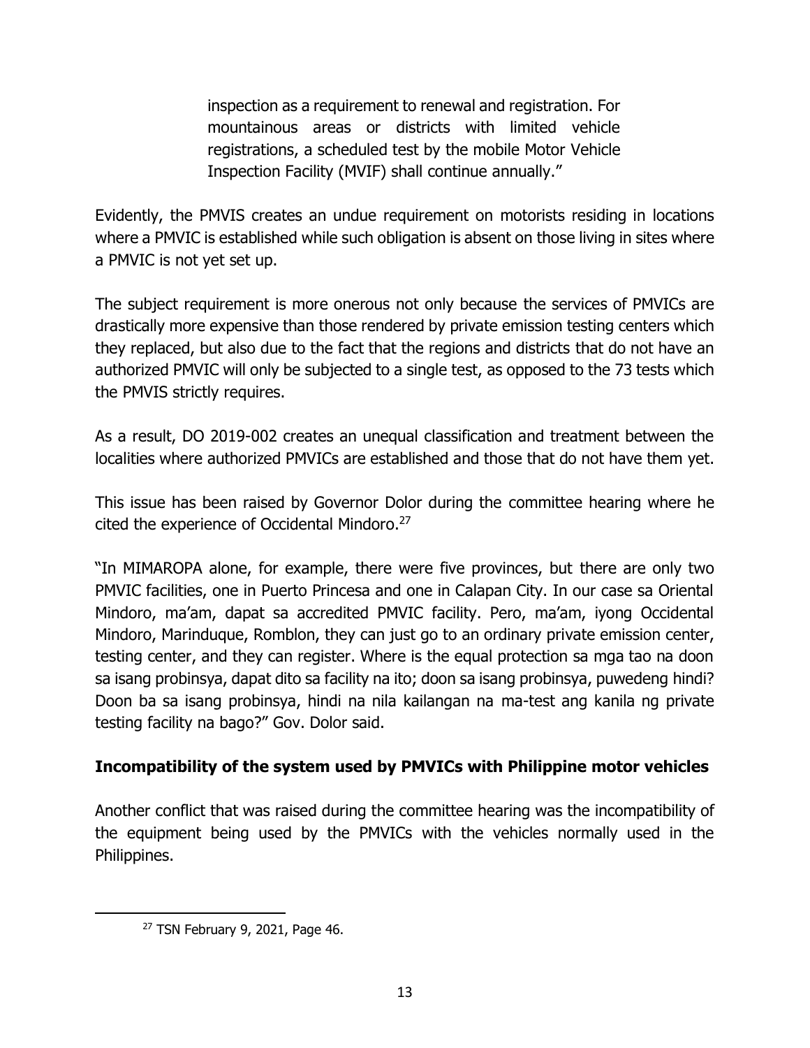> inspection as a requirement to renewal and registration. For mountainous areas or districts with limited vehicle registrations, a scheduled test by the mobile Motor Vehicle Inspection Facility (MVIF) shall continue annually."

Evidently, the PMVIS creates an undue requirement on motorists residing in locations where a PMVIC is established while such obligation is absent on those living in sites where a PMVIC is not yet set up.

The subject requirement is more onerous not only because the services of PMVICs are drastically more expensive than those rendered by private emission testing centers which they replaced, but also due to the fact that the regions and districts that do not have an authorized PMVIC will only be subjected to a single test, as opposed to the 73 tests which the PMVIS strictly requires.

As a result, DO 2019-002 creates an unequal classification and treatment between the localities where authorized PMVICs are established and those that do not have them yet.

This issue has been raised by Governor Dolor during the committee hearing where he cited the experience of Occidental Mindoro.[27]

"In MIMAROPA alone, for example, there were five provinces, but there are only two PMVIC facilities, one in Puerto Princesa and one in Calapan City. In our case sa Oriental Mindoro, ma'am, dapat sa accredited PMVIC facility. Pero, ma'am, iyong Occidental Mindoro, Marinduque, Romblon, they can just go to an ordinary private emission center, testing center, and they can register. Where is the equal protection sa mga tao na doon sa isang probinsya, dapat dito sa facility na ito; doon sa isang probinsya, puwedeng hindi? Doon ba sa isang probinsya, hindi na nila kailangan na ma-test ang kanila ng private testing facility na bago?" Gov. Dolor said.

**Incompatibility of the system used by PMVICs with Philippine motor vehicles**

Another conflict that was raised during the committee hearing was the incompatibility of the equipment being used by the PMVICs with the vehicles normally used in the Philippines.

---

[27] TSN February 9, 2021, Page 46.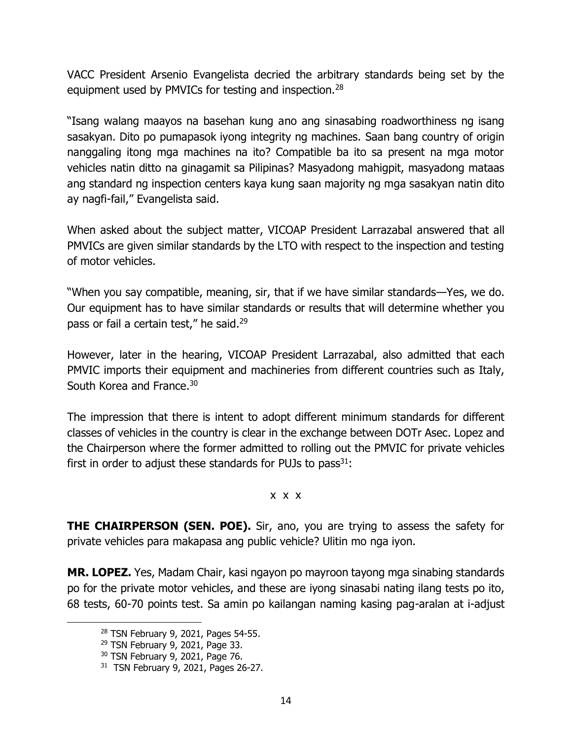VACC President Arsenio Evangelista decried the arbitrary standards being set by the equipment used by PMVICs for testing and inspection.[28]

"Isang walang maayos na basehan kung ano ang sinasabing roadworthiness ng isang sasakyan. Dito po pumapasok iyong integrity ng machines. Saan bang country of origin nanggaling itong mga machines na ito? Compatible ba ito sa present na mga motor vehicles natin ditto na ginagamit sa Pilipinas? Masyadong mahigpit, masyadong mataas ang standard ng inspection centers kaya kung saan majority ng mga sasakyan natin dito ay nagfi-fail," Evangelista said.

When asked about the subject matter, VICOAP President Larrazabal answered that all PMVICs are given similar standards by the LTO with respect to the inspection and testing of motor vehicles.

"When you say compatible, meaning, sir, that if we have similar standards—Yes, we do. Our equipment has to have similar standards or results that will determine whether you pass or fail a certain test," he said.[29]

However, later in the hearing, VICOAP President Larrazabal, also admitted that each PMVIC imports their equipment and machineries from different countries such as Italy, South Korea and France.[30]

The impression that there is intent to adopt different minimum standards for different classes of vehicles in the country is clear in the exchange between DOTr Asec. Lopez and the Chairperson where the former admitted to rolling out the PMVIC for private vehicles first in order to adjust these standards for PUJs to pass[31]:

x x x

**THE CHAIRPERSON (SEN. POE).** Sir, ano, you are trying to assess the safety for private vehicles para makapasa ang public vehicle? Ulitin mo nga iyon.

**MR. LOPEZ.** Yes, Madam Chair, kasi ngayon po mayroon tayong mga sinabing standards po for the private motor vehicles, and these are iyong sinasabi nating ilang tests po ito, 68 tests, 60-70 points test. Sa amin po kailangan naming kasing pag-aralan at i-adjust

---

[28] TSN February 9, 2021, Pages 54-55.

[29] TSN February 9, 2021, Page 33.

[30] TSN February 9, 2021, Page 76.

[31] TSN February 9, 2021, Pages 26-27.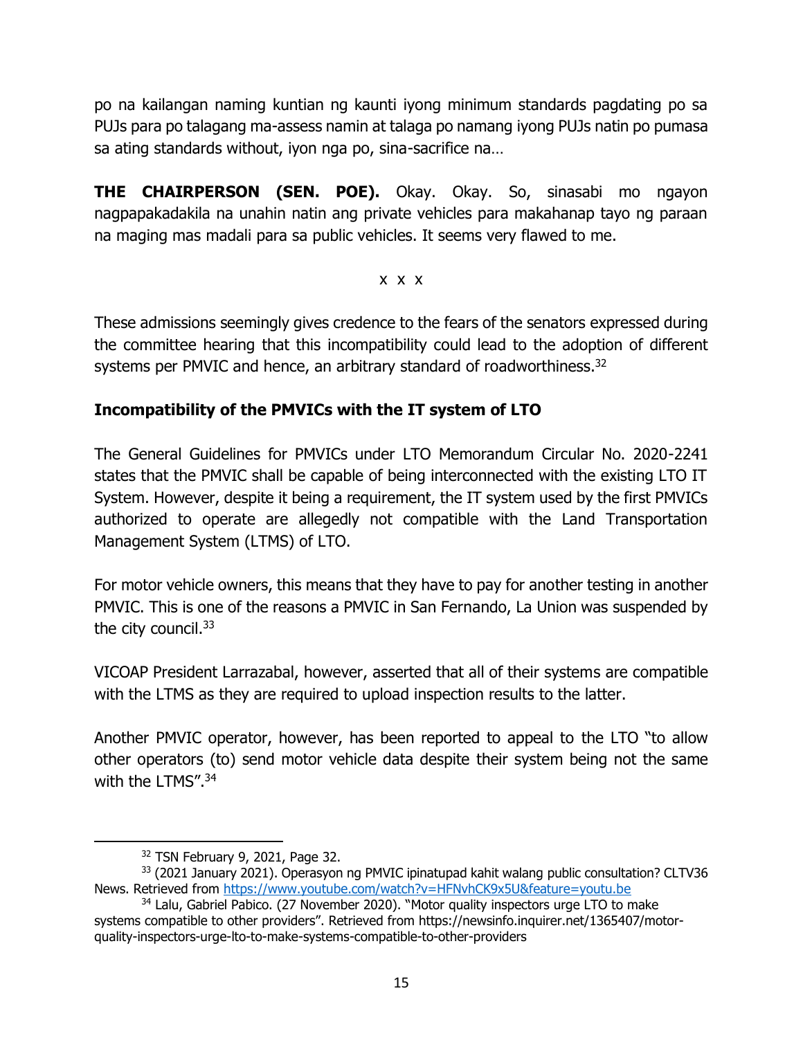po na kailangan naming kuntian ng kaunti iyong minimum standards pagdating po sa PUJs para po talagang ma-assess namin at talaga po namang iyong PUJs natin po pumasa sa ating standards without, iyon nga po, sina-sacrifice na…

**THE CHAIRPERSON (SEN. POE).** Okay. Okay. So, sinasabi mo ngayon nagpapakadakila na unahin natin ang private vehicles para makahanap tayo ng paraan na maging mas madali para sa public vehicles. It seems very flawed to me.

x x x

These admissions seemingly gives credence to the fears of the senators expressed during the committee hearing that this incompatibility could lead to the adoption of different systems per PMVIC and hence, an arbitrary standard of roadworthiness.[32]

**Incompatibility of the PMVICs with the IT system of LTO**

The General Guidelines for PMVICs under LTO Memorandum Circular No. 2020-2241 states that the PMVIC shall be capable of being interconnected with the existing LTO IT System. However, despite it being a requirement, the IT system used by the first PMVICs authorized to operate are allegedly not compatible with the Land Transportation Management System (LTMS) of LTO.

For motor vehicle owners, this means that they have to pay for another testing in another PMVIC. This is one of the reasons a PMVIC in San Fernando, La Union was suspended by the city council.[33]

VICOAP President Larrazabal, however, asserted that all of their systems are compatible with the LTMS as they are required to upload inspection results to the latter.

Another PMVIC operator, however, has been reported to appeal to the LTO "to allow other operators (to) send motor vehicle data despite their system being not the same with the LTMS".[34]

---

[32] TSN February 9, 2021, Page 32.

[33] (2021 January 2021). Operasyon ng PMVIC ipinatupad kahit walang public consultation? CLTV36 News. Retrieved from https://www.youtube.com/watch?v=HFNvhCK9x5U&feature=youtu.be

[34] Lalu, Gabriel Pabico. (27 November 2020). "Motor quality inspectors urge LTO to make systems compatible to other providers". Retrieved from https://newsinfo.inquirer.net/1365407/motor-quality-inspectors-urge-lto-to-make-systems-compatible-to-other-providers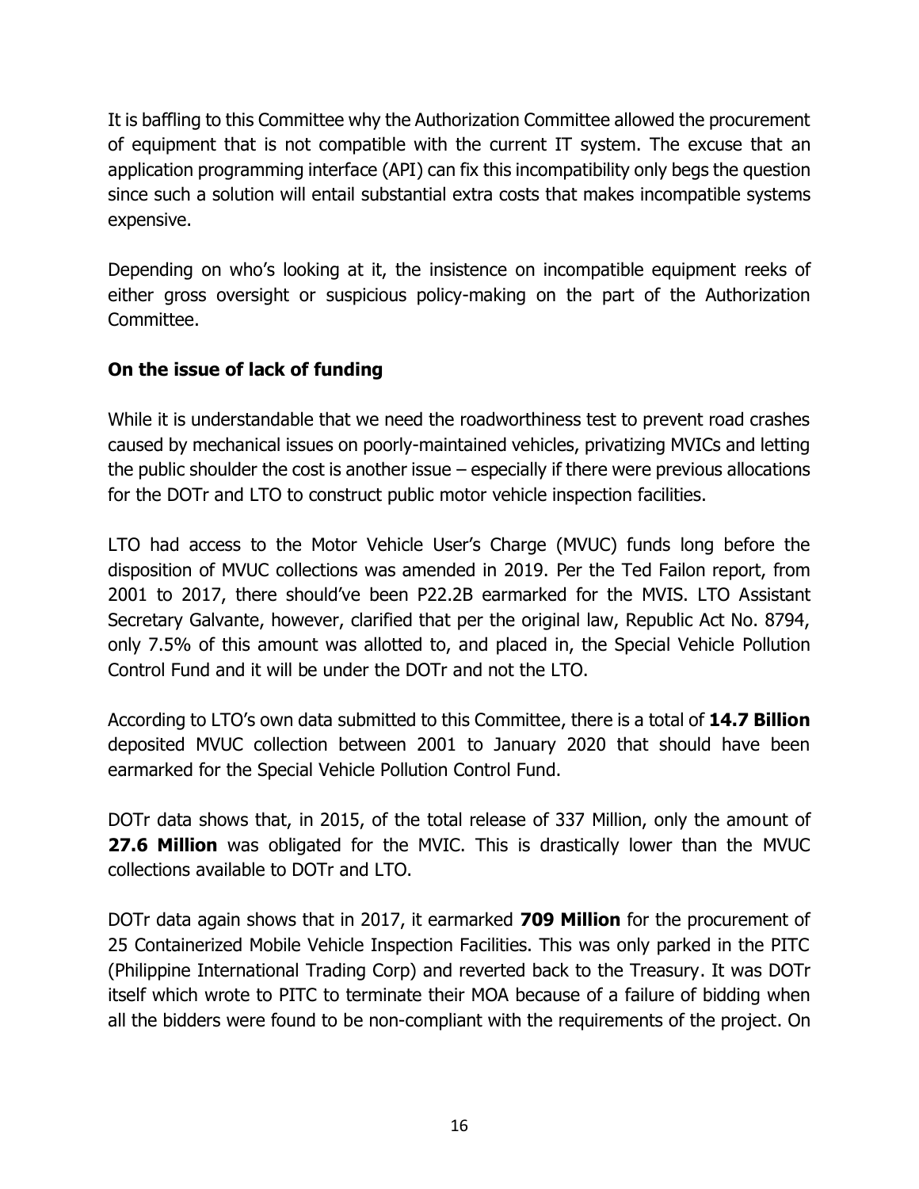It is baffling to this Committee why the Authorization Committee allowed the procurement of equipment that is not compatible with the current IT system. The excuse that an application programming interface (API) can fix this incompatibility only begs the question since such a solution will entail substantial extra costs that makes incompatible systems expensive.

Depending on who's looking at it, the insistence on incompatible equipment reeks of either gross oversight or suspicious policy-making on the part of the Authorization Committee.

**On the issue of lack of funding**

While it is understandable that we need the roadworthiness test to prevent road crashes caused by mechanical issues on poorly-maintained vehicles, privatizing MVICs and letting the public shoulder the cost is another issue – especially if there were previous allocations for the DOTr and LTO to construct public motor vehicle inspection facilities.

LTO had access to the Motor Vehicle User's Charge (MVUC) funds long before the disposition of MVUC collections was amended in 2019. Per the Ted Failon report, from 2001 to 2017, there should've been P22.2B earmarked for the MVIS. LTO Assistant Secretary Galvante, however, clarified that per the original law, Republic Act No. 8794, only 7.5% of this amount was allotted to, and placed in, the Special Vehicle Pollution Control Fund and it will be under the DOTr and not the LTO.

According to LTO's own data submitted to this Committee, there is a total of **14.7 Billion** deposited MVUC collection between 2001 to January 2020 that should have been earmarked for the Special Vehicle Pollution Control Fund.

DOTr data shows that, in 2015, of the total release of 337 Million, only the amount of **27.6 Million** was obligated for the MVIC. This is drastically lower than the MVUC collections available to DOTr and LTO.

DOTr data again shows that in 2017, it earmarked **709 Million** for the procurement of 25 Containerized Mobile Vehicle Inspection Facilities. This was only parked in the PITC (Philippine International Trading Corp) and reverted back to the Treasury. It was DOTr itself which wrote to PITC to terminate their MOA because of a failure of bidding when all the bidders were found to be non-compliant with the requirements of the project. On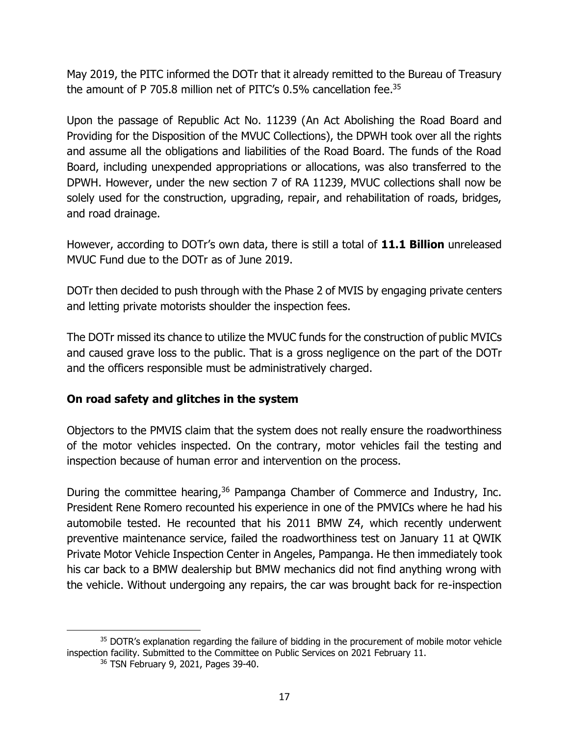May 2019, the PITC informed the DOTr that it already remitted to the Bureau of Treasury the amount of P 705.8 million net of PITC's 0.5% cancellation fee.[35]

Upon the passage of Republic Act No. 11239 (An Act Abolishing the Road Board and Providing for the Disposition of the MVUC Collections), the DPWH took over all the rights and assume all the obligations and liabilities of the Road Board. The funds of the Road Board, including unexpended appropriations or allocations, was also transferred to the DPWH. However, under the new section 7 of RA 11239, MVUC collections shall now be solely used for the construction, upgrading, repair, and rehabilitation of roads, bridges, and road drainage.

However, according to DOTr's own data, there is still a total of **11.1 Billion** unreleased MVUC Fund due to the DOTr as of June 2019.

DOTr then decided to push through with the Phase 2 of MVIS by engaging private centers and letting private motorists shoulder the inspection fees.

The DOTr missed its chance to utilize the MVUC funds for the construction of public MVICs and caused grave loss to the public. That is a gross negligence on the part of the DOTr and the officers responsible must be administratively charged.

**On road safety and glitches in the system**

Objectors to the PMVIS claim that the system does not really ensure the roadworthiness of the motor vehicles inspected. On the contrary, motor vehicles fail the testing and inspection because of human error and intervention on the process.

During the committee hearing,[36] Pampanga Chamber of Commerce and Industry, Inc. President Rene Romero recounted his experience in one of the PMVICs where he had his automobile tested. He recounted that his 2011 BMW Z4, which recently underwent preventive maintenance service, failed the roadworthiness test on January 11 at QWIK Private Motor Vehicle Inspection Center in Angeles, Pampanga. He then immediately took his car back to a BMW dealership but BMW mechanics did not find anything wrong with the vehicle. Without undergoing any repairs, the car was brought back for re-inspection

---

[35] DOTR's explanation regarding the failure of bidding in the procurement of mobile motor vehicle inspection facility. Submitted to the Committee on Public Services on 2021 February 11.

[36] TSN February 9, 2021, Pages 39-40.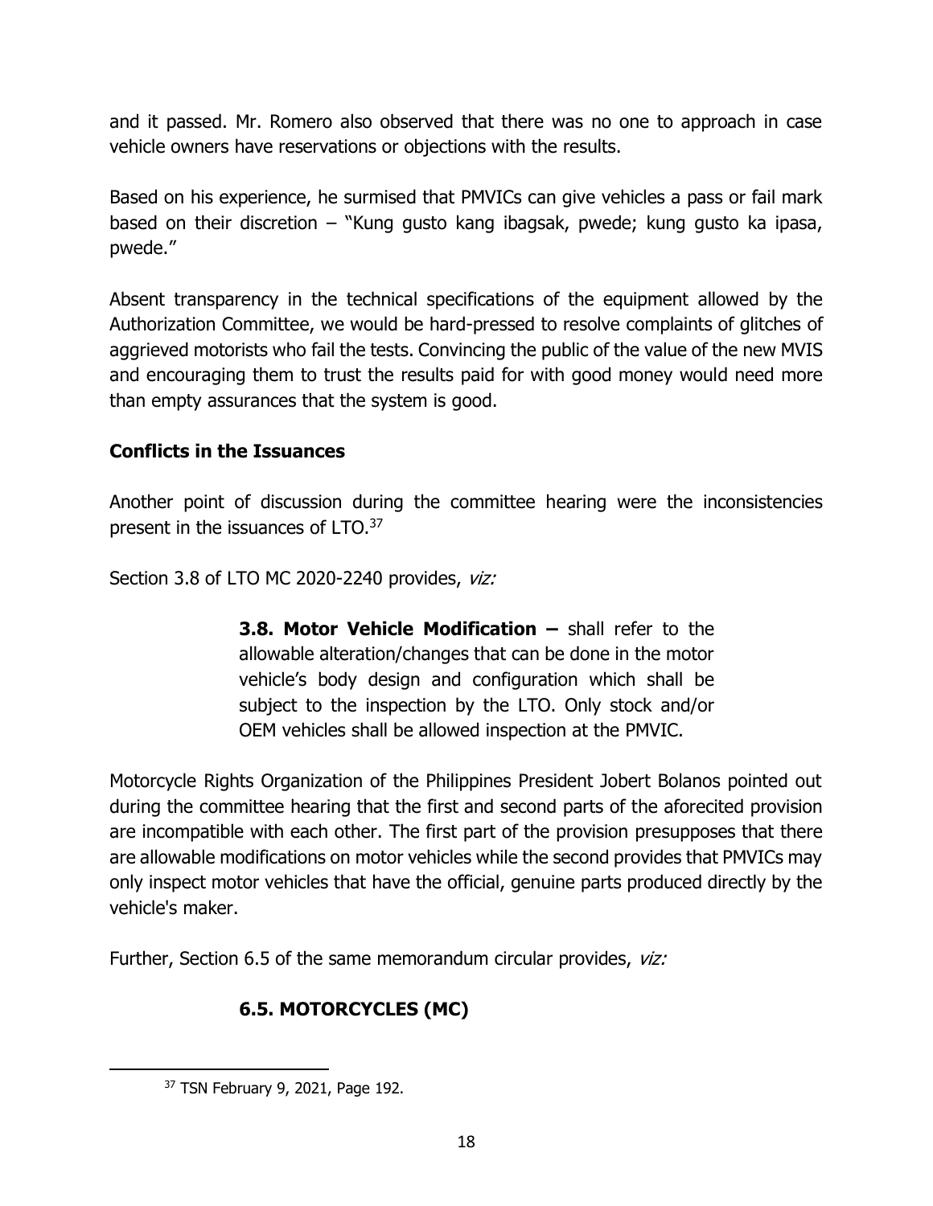and it passed. Mr. Romero also observed that there was no one to approach in case vehicle owners have reservations or objections with the results.

Based on his experience, he surmised that PMVICs can give vehicles a pass or fail mark based on their discretion – "Kung gusto kang ibagsak, pwede; kung gusto ka ipasa, pwede."

Absent transparency in the technical specifications of the equipment allowed by the Authorization Committee, we would be hard-pressed to resolve complaints of glitches of aggrieved motorists who fail the tests. Convincing the public of the value of the new MVIS and encouraging them to trust the results paid for with good money would need more than empty assurances that the system is good.

**Conflicts in the Issuances**

Another point of discussion during the committee hearing were the inconsistencies present in the issuances of LTO.[37]

Section 3.8 of LTO MC 2020-2240 provides, *viz:*

> **3.8. Motor Vehicle Modification –** shall refer to the allowable alteration/changes that can be done in the motor vehicle's body design and configuration which shall be subject to the inspection by the LTO. Only stock and/or OEM vehicles shall be allowed inspection at the PMVIC.

Motorcycle Rights Organization of the Philippines President Jobert Bolanos pointed out during the committee hearing that the first and second parts of the aforecited provision are incompatible with each other. The first part of the provision presupposes that there are allowable modifications on motor vehicles while the second provides that PMVICs may only inspect motor vehicles that have the official, genuine parts produced directly by the vehicle's maker.

Further, Section 6.5 of the same memorandum circular provides, *viz:*

> **6.5. MOTORCYCLES (MC)**

---

[37] TSN February 9, 2021, Page 192.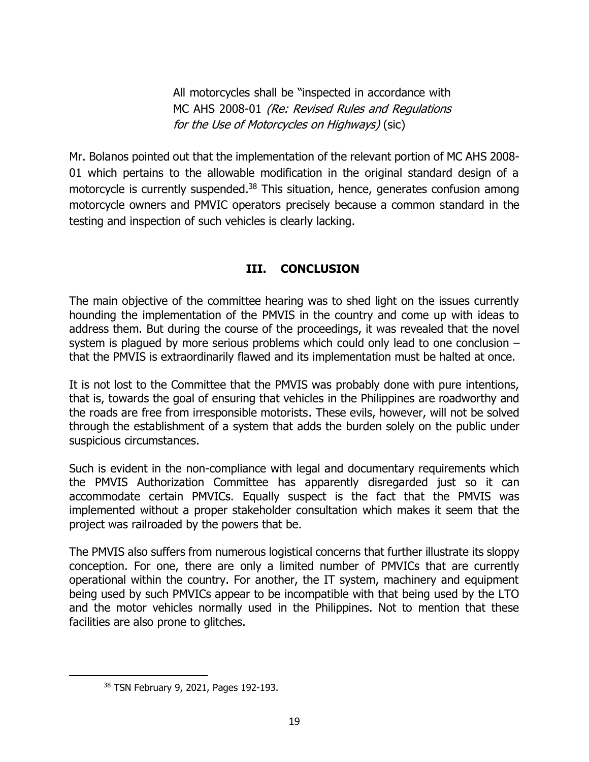> All motorcycles shall be "inspected in accordance with MC AHS 2008-01 *(Re: Revised Rules and Regulations for the Use of Motorcycles on Highways)* (sic)

Mr. Bolanos pointed out that the implementation of the relevant portion of MC AHS 2008-01 which pertains to the allowable modification in the original standard design of a motorcycle is currently suspended.[38] This situation, hence, generates confusion among motorcycle owners and PMVIC operators precisely because a common standard in the testing and inspection of such vehicles is clearly lacking.

## III. CONCLUSION

The main objective of the committee hearing was to shed light on the issues currently hounding the implementation of the PMVIS in the country and come up with ideas to address them. But during the course of the proceedings, it was revealed that the novel system is plagued by more serious problems which could only lead to one conclusion – that the PMVIS is extraordinarily flawed and its implementation must be halted at once.

It is not lost to the Committee that the PMVIS was probably done with pure intentions, that is, towards the goal of ensuring that vehicles in the Philippines are roadworthy and the roads are free from irresponsible motorists. These evils, however, will not be solved through the establishment of a system that adds the burden solely on the public under suspicious circumstances.

Such is evident in the non-compliance with legal and documentary requirements which the PMVIS Authorization Committee has apparently disregarded just so it can accommodate certain PMVICs. Equally suspect is the fact that the PMVIS was implemented without a proper stakeholder consultation which makes it seem that the project was railroaded by the powers that be.

The PMVIS also suffers from numerous logistical concerns that further illustrate its sloppy conception. For one, there are only a limited number of PMVICs that are currently operational within the country. For another, the IT system, machinery and equipment being used by such PMVICs appear to be incompatible with that being used by the LTO and the motor vehicles normally used in the Philippines. Not to mention that these facilities are also prone to glitches.

---

[38] TSN February 9, 2021, Pages 192-193.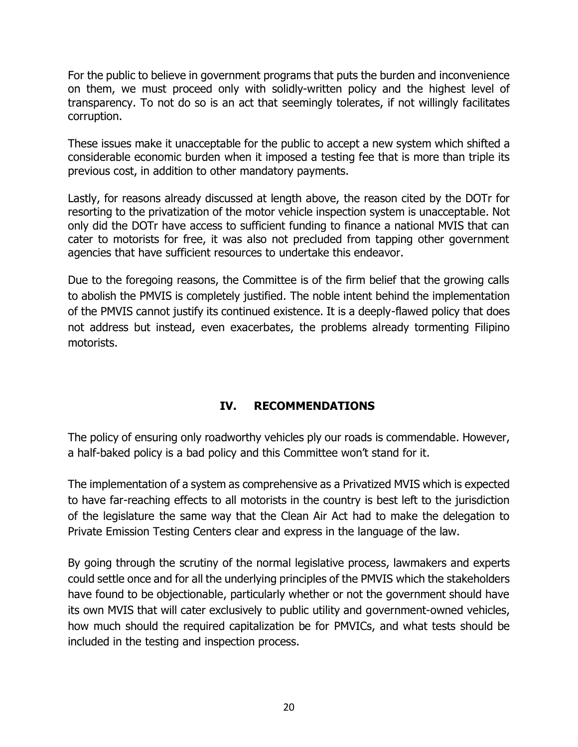For the public to believe in government programs that puts the burden and inconvenience on them, we must proceed only with solidly-written policy and the highest level of transparency. To not do so is an act that seemingly tolerates, if not willingly facilitates corruption.

These issues make it unacceptable for the public to accept a new system which shifted a considerable economic burden when it imposed a testing fee that is more than triple its previous cost, in addition to other mandatory payments.

Lastly, for reasons already discussed at length above, the reason cited by the DOTr for resorting to the privatization of the motor vehicle inspection system is unacceptable. Not only did the DOTr have access to sufficient funding to finance a national MVIS that can cater to motorists for free, it was also not precluded from tapping other government agencies that have sufficient resources to undertake this endeavor.

Due to the foregoing reasons, the Committee is of the firm belief that the growing calls to abolish the PMVIS is completely justified. The noble intent behind the implementation of the PMVIS cannot justify its continued existence. It is a deeply-flawed policy that does not address but instead, even exacerbates, the problems already tormenting Filipino motorists.

## IV. RECOMMENDATIONS

The policy of ensuring only roadworthy vehicles ply our roads is commendable. However, a half-baked policy is a bad policy and this Committee won't stand for it.

The implementation of a system as comprehensive as a Privatized MVIS which is expected to have far-reaching effects to all motorists in the country is best left to the jurisdiction of the legislature the same way that the Clean Air Act had to make the delegation to Private Emission Testing Centers clear and express in the language of the law.

By going through the scrutiny of the normal legislative process, lawmakers and experts could settle once and for all the underlying principles of the PMVIS which the stakeholders have found to be objectionable, particularly whether or not the government should have its own MVIS that will cater exclusively to public utility and government-owned vehicles, how much should the required capitalization be for PMVICs, and what tests should be included in the testing and inspection process.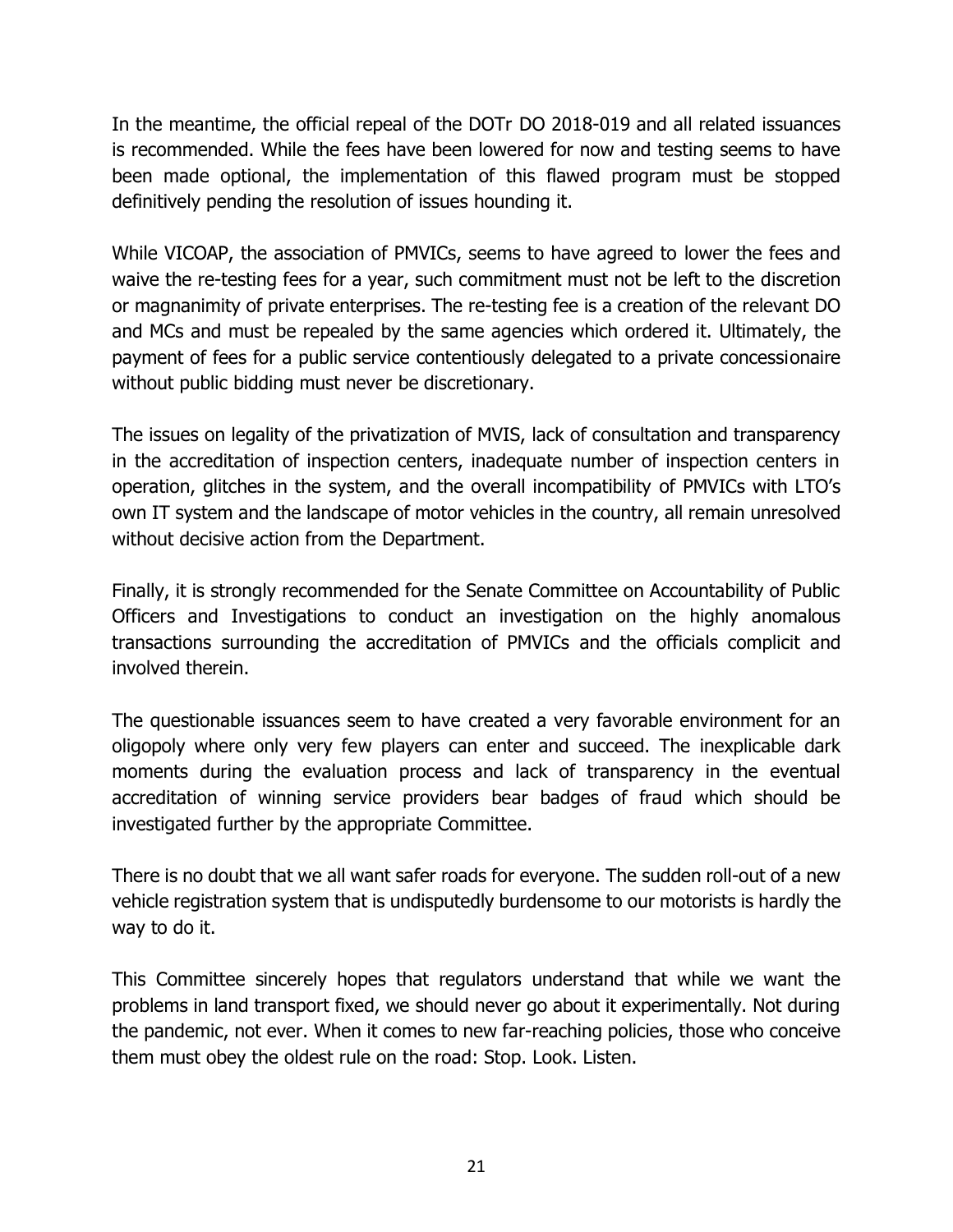In the meantime, the official repeal of the DOTr DO 2018-019 and all related issuances is recommended. While the fees have been lowered for now and testing seems to have been made optional, the implementation of this flawed program must be stopped definitively pending the resolution of issues hounding it.

While VICOAP, the association of PMVICs, seems to have agreed to lower the fees and waive the re-testing fees for a year, such commitment must not be left to the discretion or magnanimity of private enterprises. The re-testing fee is a creation of the relevant DO and MCs and must be repealed by the same agencies which ordered it. Ultimately, the payment of fees for a public service contentiously delegated to a private concessionaire without public bidding must never be discretionary.

The issues on legality of the privatization of MVIS, lack of consultation and transparency in the accreditation of inspection centers, inadequate number of inspection centers in operation, glitches in the system, and the overall incompatibility of PMVICs with LTO's own IT system and the landscape of motor vehicles in the country, all remain unresolved without decisive action from the Department.

Finally, it is strongly recommended for the Senate Committee on Accountability of Public Officers and Investigations to conduct an investigation on the highly anomalous transactions surrounding the accreditation of PMVICs and the officials complicit and involved therein.

The questionable issuances seem to have created a very favorable environment for an oligopoly where only very few players can enter and succeed. The inexplicable dark moments during the evaluation process and lack of transparency in the eventual accreditation of winning service providers bear badges of fraud which should be investigated further by the appropriate Committee.

There is no doubt that we all want safer roads for everyone. The sudden roll-out of a new vehicle registration system that is undisputedly burdensome to our motorists is hardly the way to do it.

This Committee sincerely hopes that regulators understand that while we want the problems in land transport fixed, we should never go about it experimentally. Not during the pandemic, not ever. When it comes to new far-reaching policies, those who conceive them must obey the oldest rule on the road: Stop. Look. Listen.